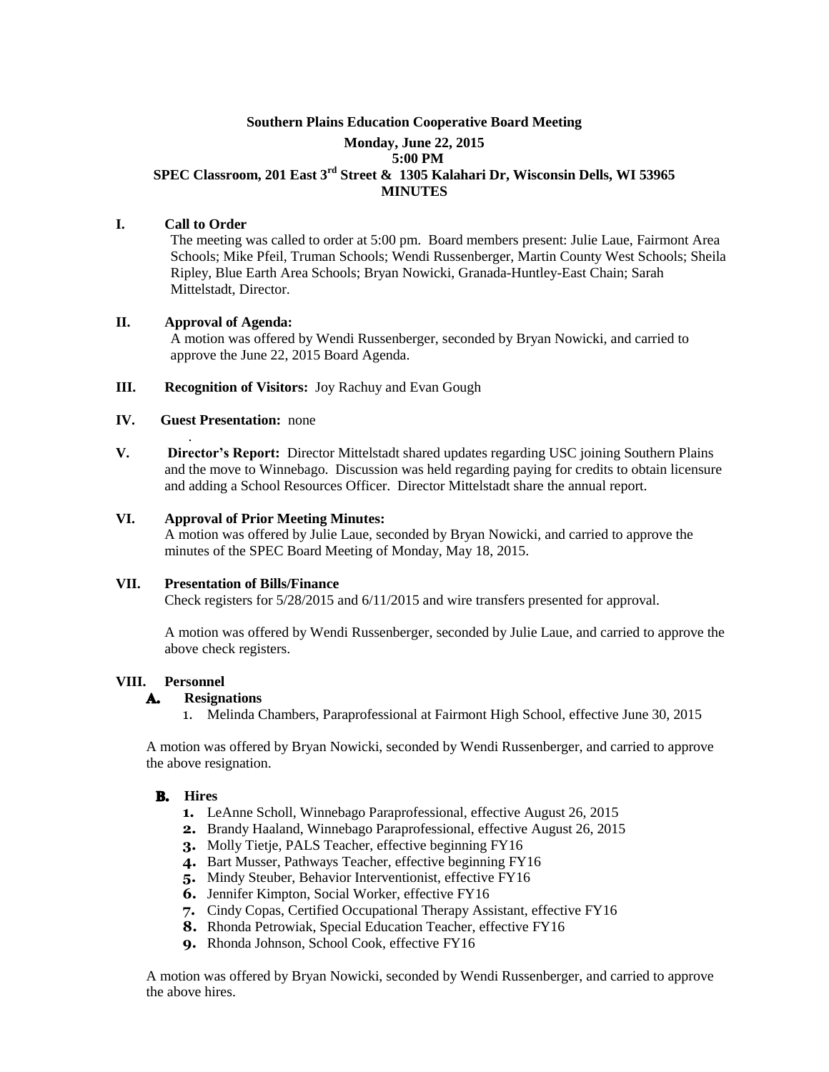**Southern Plains Education Cooperative Board Meeting**

**Monday, June 22, 2015**

**5:00 PM**

**SPEC Classroom, 201 East 3rd Street & 1305 Kalahari Dr, Wisconsin Dells, WI 53965**

**MINUTES**

**I. Call to Order**

The meeting was called to order at 5:00 pm. Board members present: Julie Laue, Fairmont Area Schools; Mike Pfeil, Truman Schools; Wendi Russenberger, Martin County West Schools; Sheila Ripley, Blue Earth Area Schools; Bryan Nowicki, Granada-Huntley-East Chain; Sarah Mittelstadt, Director.

**II. Approval of Agenda:**

A motion was offered by Wendi Russenberger, seconded by Bryan Nowicki, and carried to approve the June 22, 2015 Board Agenda.

**III. Recognition of Visitors:** Joy Rachuy and Evan Gough

**IV. Guest Presentation:** none

**V. Director's Report:** Director Mittelstadt shared updates regarding USC joining Southern Plains and the move to Winnebago. Discussion was held regarding paying for credits to obtain licensure and adding a School Resources Officer. Director Mittelstadt share the annual report.

**VI. Approval of Prior Meeting Minutes:**

A motion was offered by Julie Laue, seconded by Bryan Nowicki, and carried to approve the minutes of the SPEC Board Meeting of Monday, May 18, 2015.

**VII. Presentation of Bills/Finance**

Check registers for 5/28/2015 and 6/11/2015 and wire transfers presented for approval.

A motion was offered by Wendi Russenberger, seconded by Julie Laue, and carried to approve the above check registers.

**VIII. Personnel**

**A. Resignations**

1. Melinda Chambers, Paraprofessional at Fairmont High School, effective June 30, 2015

A motion was offered by Bryan Nowicki, seconded by Wendi Russenberger, and carried to approve the above resignation.

**B. Hires**

1. LeAnne Scholl, Winnebago Paraprofessional, effective August 26, 2015
2. Brandy Haaland, Winnebago Paraprofessional, effective August 26, 2015
3. Molly Tietje, PALS Teacher, effective beginning FY16
4. Bart Musser, Pathways Teacher, effective beginning FY16
5. Mindy Steuber, Behavior Interventionist, effective FY16
6. Jennifer Kimpton, Social Worker, effective FY16
7. Cindy Copas, Certified Occupational Therapy Assistant, effective FY16
8. Rhonda Petrowiak, Special Education Teacher, effective FY16
9. Rhonda Johnson, School Cook, effective FY16

A motion was offered by Bryan Nowicki, seconded by Wendi Russenberger, and carried to approve the above hires.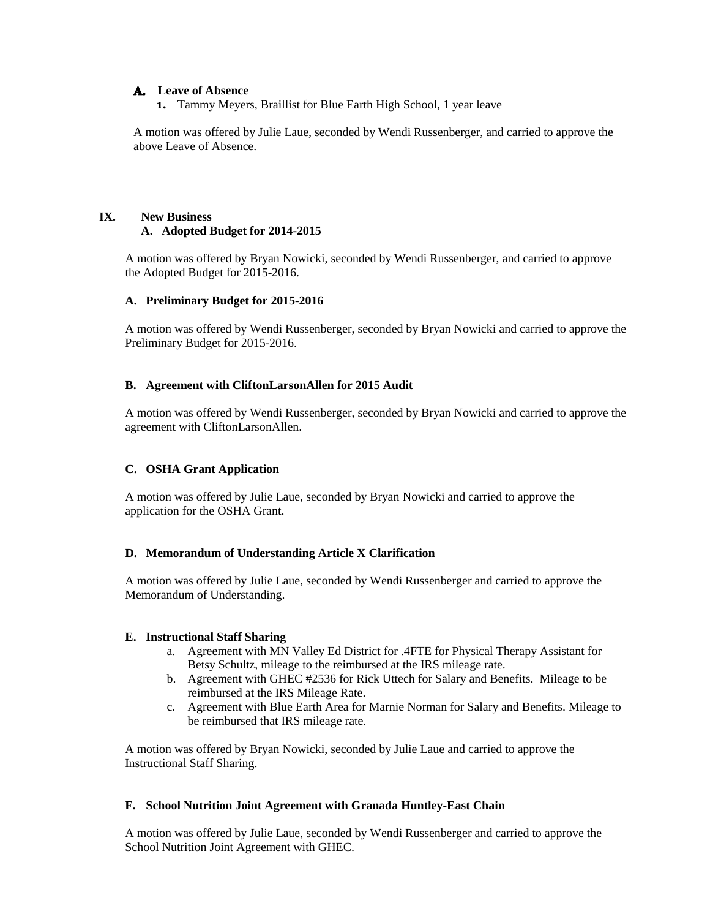### A. Leave of Absence

1. Tammy Meyers, Braillist for Blue Earth High School, 1 year leave

A motion was offered by Julie Laue, seconded by Wendi Russenberger, and carried to approve the above Leave of Absence.

## IX. New Business

### A. Adopted Budget for 2014-2015

A motion was offered by Bryan Nowicki, seconded by Wendi Russenberger, and carried to approve the Adopted Budget for 2015-2016.

### A. Preliminary Budget for 2015-2016

A motion was offered by Wendi Russenberger, seconded by Bryan Nowicki and carried to approve the Preliminary Budget for 2015-2016.

### B. Agreement with CliftonLarsonAllen for 2015 Audit

A motion was offered by Wendi Russenberger, seconded by Bryan Nowicki and carried to approve the agreement with CliftonLarsonAllen.

### C. OSHA Grant Application

A motion was offered by Julie Laue, seconded by Bryan Nowicki and carried to approve the application for the OSHA Grant.

### D. Memorandum of Understanding Article X Clarification

A motion was offered by Julie Laue, seconded by Wendi Russenberger and carried to approve the Memorandum of Understanding.

### E. Instructional Staff Sharing

a. Agreement with MN Valley Ed District for .4FTE for Physical Therapy Assistant for Betsy Schultz, mileage to the reimbursed at the IRS mileage rate.
b. Agreement with GHEC #2536 for Rick Uttech for Salary and Benefits. Mileage to be reimbursed at the IRS Mileage Rate.
c. Agreement with Blue Earth Area for Marnie Norman for Salary and Benefits. Mileage to be reimbursed that IRS mileage rate.

A motion was offered by Bryan Nowicki, seconded by Julie Laue and carried to approve the Instructional Staff Sharing.

### F. School Nutrition Joint Agreement with Granada Huntley-East Chain

A motion was offered by Julie Laue, seconded by Wendi Russenberger and carried to approve the School Nutrition Joint Agreement with GHEC.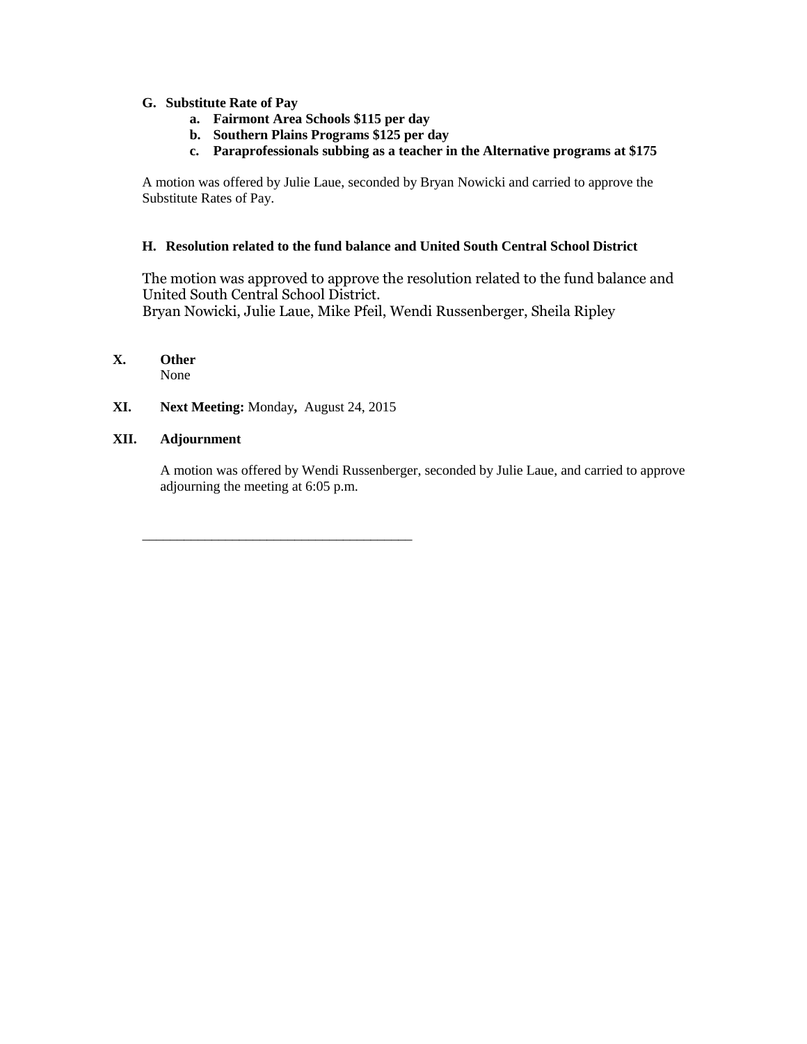**G. Substitute Rate of Pay**

  **a. Fairmont Area Schools $115 per day**
  **b. Southern Plains Programs $125 per day**
  **c. Paraprofessionals subbing as a teacher in the Alternative programs at $175**

A motion was offered by Julie Laue, seconded by Bryan Nowicki and carried to approve the Substitute Rates of Pay.

**H. Resolution related to the fund balance and United South Central School District**

The motion was approved to approve the resolution related to the fund balance and United South Central School District.
Bryan Nowicki, Julie Laue, Mike Pfeil, Wendi Russenberger, Sheila Ripley

**X. Other**
None

**XI. Next Meeting:** Monday, August 24, 2015

**XII. Adjournment**

A motion was offered by Wendi Russenberger, seconded by Julie Laue, and carried to approve adjourning the meeting at 6:05 p.m.

\_\_\_\_\_\_\_\_\_\_\_\_\_\_\_\_\_\_\_\_\_\_\_\_\_\_\_\_\_\_\_\_\_\_\_\_\_\_